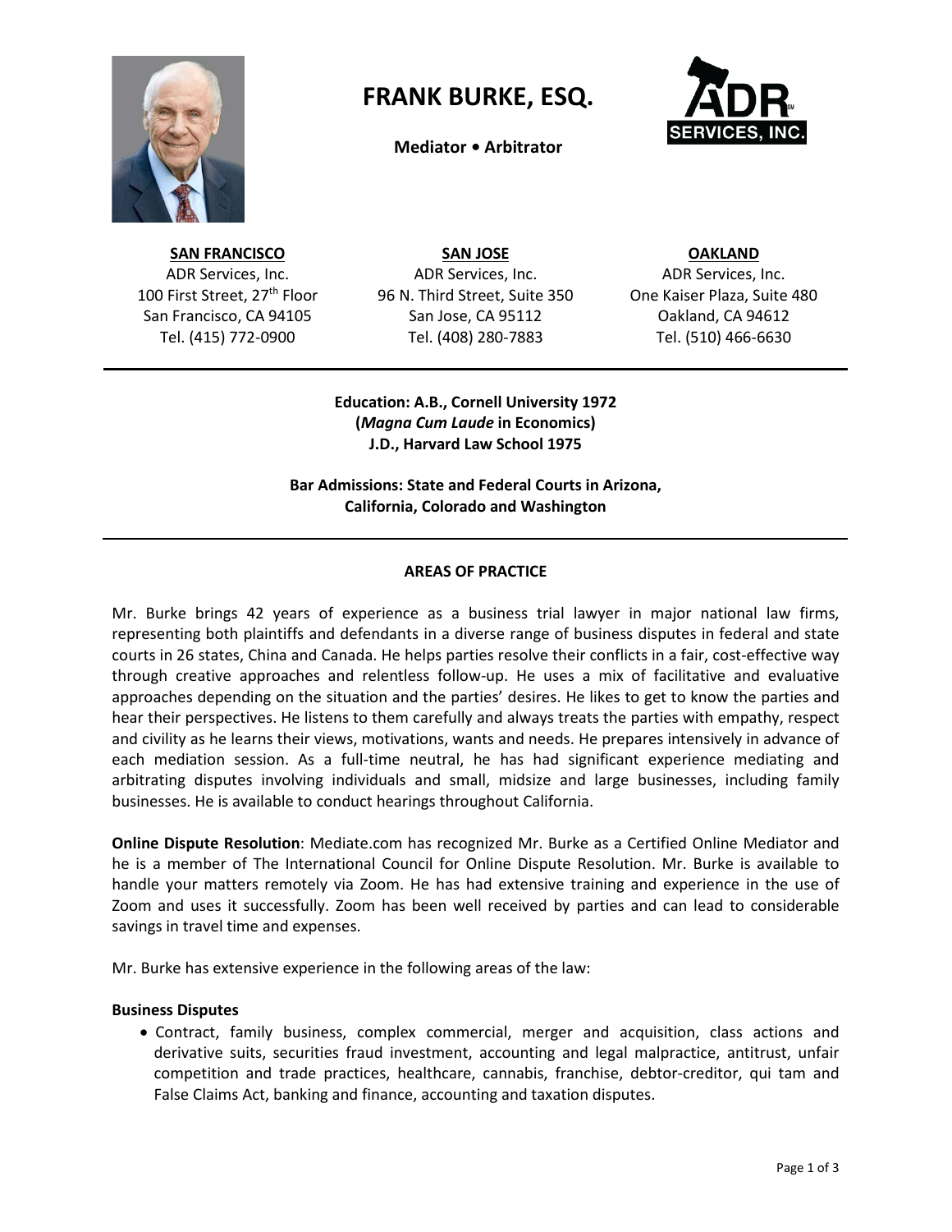# FRANK BURKE, ESQ.

**Mediator • Arbitrator**

**SAN FRANCISCO**
ADR Services, Inc.
100 First Street, 27th Floor
San Francisco, CA 94105
Tel. (415) 772-0900

**SAN JOSE**
ADR Services, Inc.
96 N. Third Street, Suite 350
San Jose, CA 95112
Tel. (408) 280-7883

**OAKLAND**
ADR Services, Inc.
One Kaiser Plaza, Suite 480
Oakland, CA 94612
Tel. (510) 466-6630

---

**Education: A.B., Cornell University 1972**
**(*Magna Cum Laude* in Economics)**
**J.D., Harvard Law School 1975**

**Bar Admissions: State and Federal Courts in Arizona, California, Colorado and Washington**

---

## AREAS OF PRACTICE

Mr. Burke brings 42 years of experience as a business trial lawyer in major national law firms, representing both plaintiffs and defendants in a diverse range of business disputes in federal and state courts in 26 states, China and Canada. He helps parties resolve their conflicts in a fair, cost-effective way through creative approaches and relentless follow-up. He uses a mix of facilitative and evaluative approaches depending on the situation and the parties' desires. He likes to get to know the parties and hear their perspectives. He listens to them carefully and always treats the parties with empathy, respect and civility as he learns their views, motivations, wants and needs. He prepares intensively in advance of each mediation session. As a full-time neutral, he has had significant experience mediating and arbitrating disputes involving individuals and small, midsize and large businesses, including family businesses. He is available to conduct hearings throughout California.

**Online Dispute Resolution**: Mediate.com has recognized Mr. Burke as a Certified Online Mediator and he is a member of The International Council for Online Dispute Resolution. Mr. Burke is available to handle your matters remotely via Zoom. He has had extensive training and experience in the use of Zoom and uses it successfully. Zoom has been well received by parties and can lead to considerable savings in travel time and expenses.

Mr. Burke has extensive experience in the following areas of the law:

**Business Disputes**

- Contract, family business, complex commercial, merger and acquisition, class actions and derivative suits, securities fraud investment, accounting and legal malpractice, antitrust, unfair competition and trade practices, healthcare, cannabis, franchise, debtor-creditor, qui tam and False Claims Act, banking and finance, accounting and taxation disputes.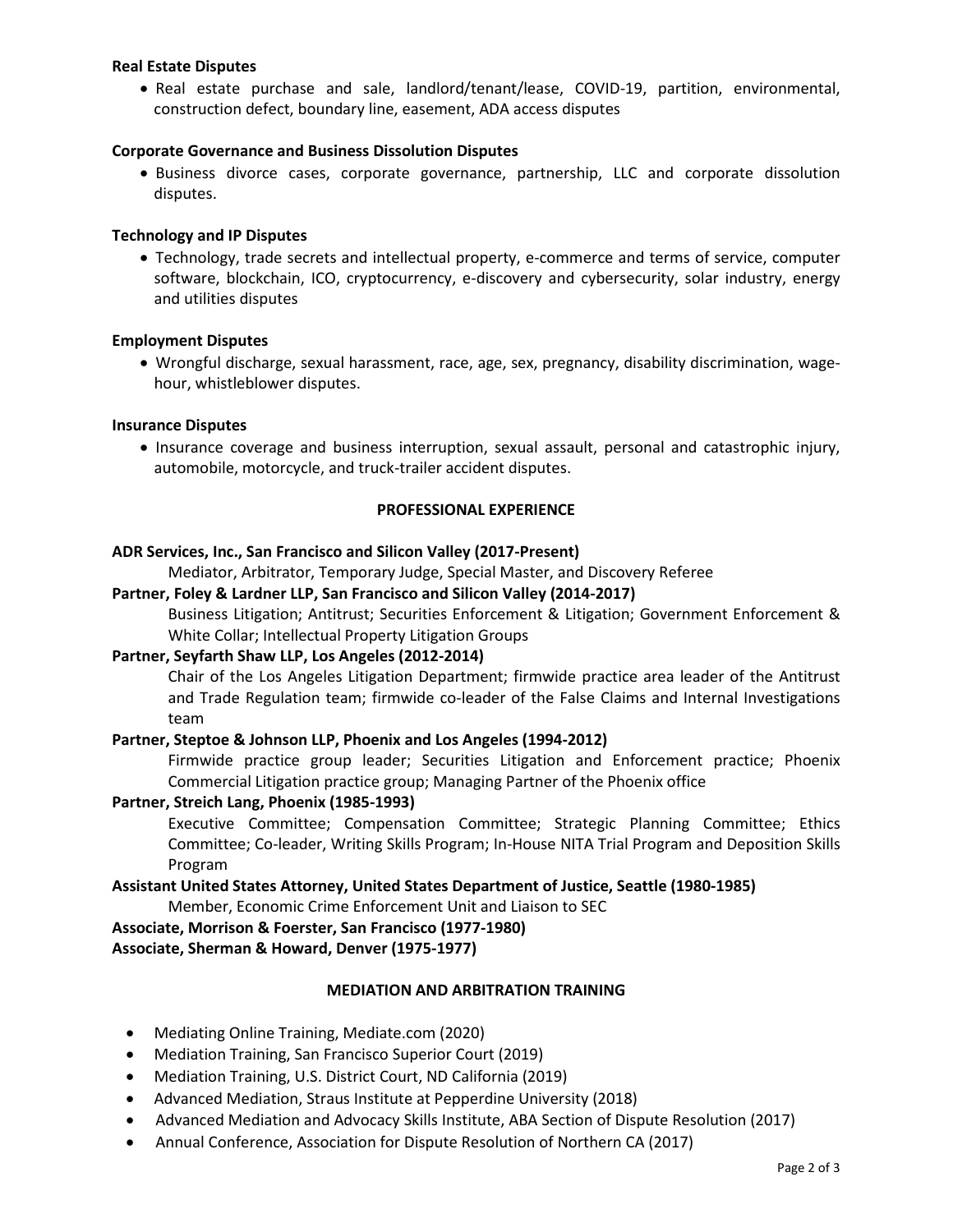**Real Estate Disputes**

- Real estate purchase and sale, landlord/tenant/lease, COVID-19, partition, environmental, construction defect, boundary line, easement, ADA access disputes

**Corporate Governance and Business Dissolution Disputes**

- Business divorce cases, corporate governance, partnership, LLC and corporate dissolution disputes.

**Technology and IP Disputes**

- Technology, trade secrets and intellectual property, e-commerce and terms of service, computer software, blockchain, ICO, cryptocurrency, e-discovery and cybersecurity, solar industry, energy and utilities disputes

**Employment Disputes**

- Wrongful discharge, sexual harassment, race, age, sex, pregnancy, disability discrimination, wage-hour, whistleblower disputes.

**Insurance Disputes**

- Insurance coverage and business interruption, sexual assault, personal and catastrophic injury, automobile, motorcycle, and truck-trailer accident disputes.

## PROFESSIONAL EXPERIENCE

**ADR Services, Inc., San Francisco and Silicon Valley (2017-Present)**

Mediator, Arbitrator, Temporary Judge, Special Master, and Discovery Referee

**Partner, Foley & Lardner LLP, San Francisco and Silicon Valley (2014-2017)**

Business Litigation; Antitrust; Securities Enforcement & Litigation; Government Enforcement & White Collar; Intellectual Property Litigation Groups

**Partner, Seyfarth Shaw LLP, Los Angeles (2012-2014)**

Chair of the Los Angeles Litigation Department; firmwide practice area leader of the Antitrust and Trade Regulation team; firmwide co-leader of the False Claims and Internal Investigations team

**Partner, Steptoe & Johnson LLP, Phoenix and Los Angeles (1994-2012)**

Firmwide practice group leader; Securities Litigation and Enforcement practice; Phoenix Commercial Litigation practice group; Managing Partner of the Phoenix office

**Partner, Streich Lang, Phoenix (1985-1993)**

Executive Committee; Compensation Committee; Strategic Planning Committee; Ethics Committee; Co-leader, Writing Skills Program; In-House NITA Trial Program and Deposition Skills Program

**Assistant United States Attorney, United States Department of Justice, Seattle (1980-1985)**

Member, Economic Crime Enforcement Unit and Liaison to SEC

**Associate, Morrison & Foerster, San Francisco (1977-1980)**

**Associate, Sherman & Howard, Denver (1975-1977)**

## MEDIATION AND ARBITRATION TRAINING

- Mediating Online Training, Mediate.com (2020)
- Mediation Training, San Francisco Superior Court (2019)
- Mediation Training, U.S. District Court, ND California (2019)
- Advanced Mediation, Straus Institute at Pepperdine University (2018)
- Advanced Mediation and Advocacy Skills Institute, ABA Section of Dispute Resolution (2017)
- Annual Conference, Association for Dispute Resolution of Northern CA (2017)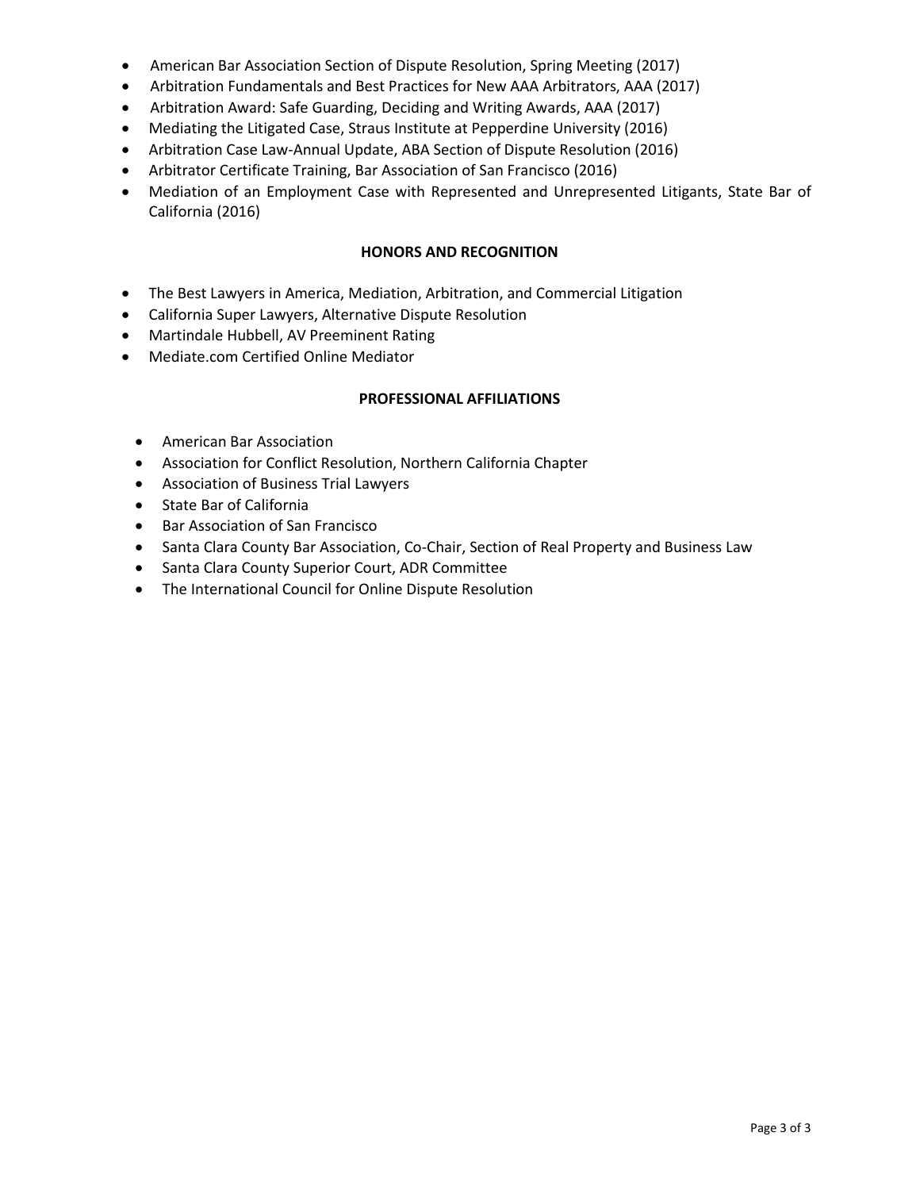- American Bar Association Section of Dispute Resolution, Spring Meeting (2017)
- Arbitration Fundamentals and Best Practices for New AAA Arbitrators, AAA (2017)
- Arbitration Award: Safe Guarding, Deciding and Writing Awards, AAA (2017)
- Mediating the Litigated Case, Straus Institute at Pepperdine University (2016)
- Arbitration Case Law-Annual Update, ABA Section of Dispute Resolution (2016)
- Arbitrator Certificate Training, Bar Association of San Francisco (2016)
- Mediation of an Employment Case with Represented and Unrepresented Litigants, State Bar of California (2016)

## HONORS AND RECOGNITION

- The Best Lawyers in America, Mediation, Arbitration, and Commercial Litigation
- California Super Lawyers, Alternative Dispute Resolution
- Martindale Hubbell, AV Preeminent Rating
- Mediate.com Certified Online Mediator

## PROFESSIONAL AFFILIATIONS

- American Bar Association
- Association for Conflict Resolution, Northern California Chapter
- Association of Business Trial Lawyers
- State Bar of California
- Bar Association of San Francisco
- Santa Clara County Bar Association, Co-Chair, Section of Real Property and Business Law
- Santa Clara County Superior Court, ADR Committee
- The International Council for Online Dispute Resolution